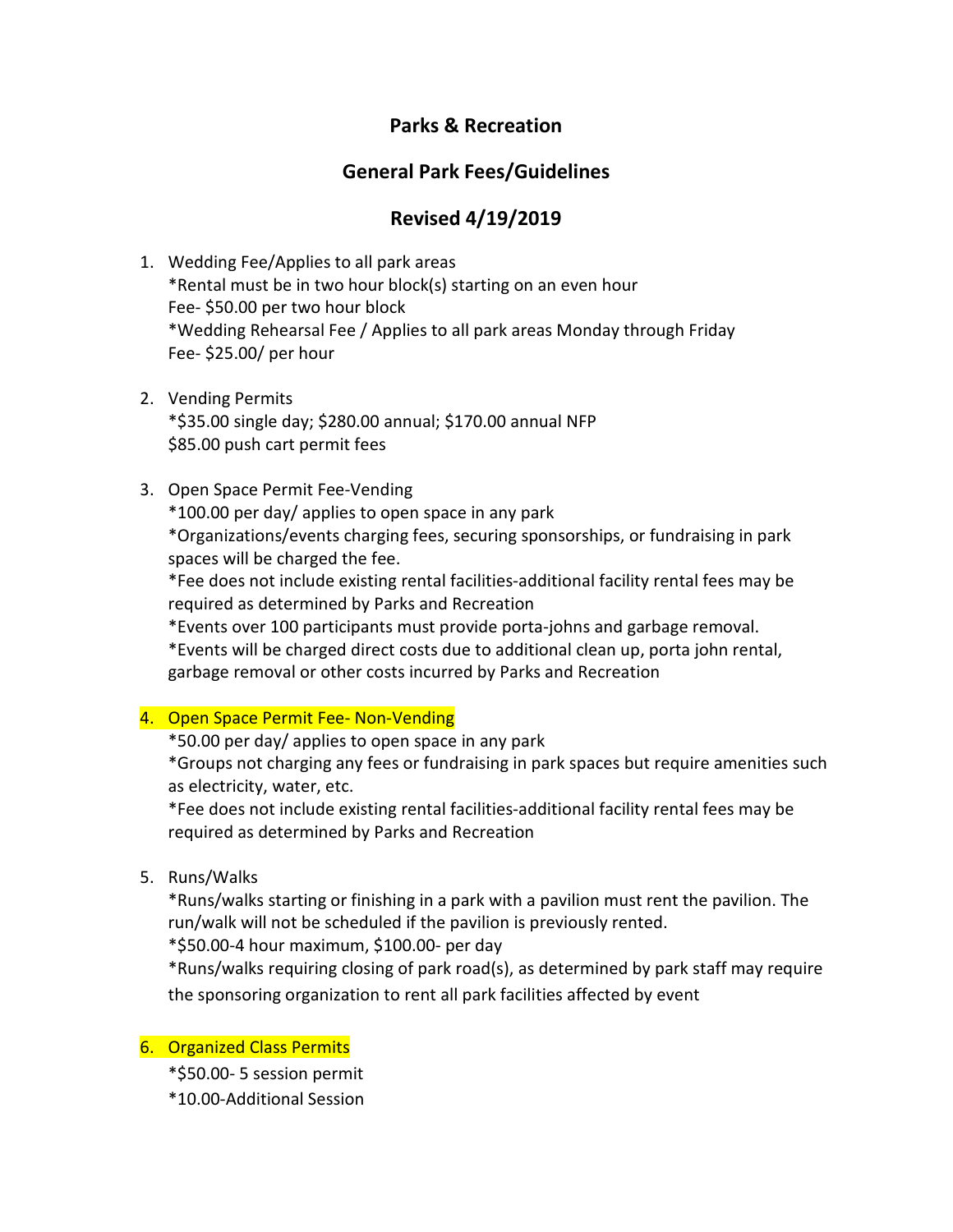# Parks & Recreation

## General Park Fees/Guidelines

## Revised 4/19/2019

1. Wedding Fee/Applies to all park areas
   *Rental must be in two hour block(s) starting on an even hour
   Fee- $50.00 per two hour block
   *Wedding Rehearsal Fee / Applies to all park areas Monday through Friday
   Fee- $25.00/ per hour

2. Vending Permits
   *$35.00 single day; $280.00 annual; $170.00 annual NFP
   $85.00 push cart permit fees

3. Open Space Permit Fee-Vending
   *100.00 per day/ applies to open space in any park
   *Organizations/events charging fees, securing sponsorships, or fundraising in park spaces will be charged the fee.
   *Fee does not include existing rental facilities-additional facility rental fees may be required as determined by Parks and Recreation
   *Events over 100 participants must provide porta-johns and garbage removal.
   *Events will be charged direct costs due to additional clean up, porta john rental, garbage removal or other costs incurred by Parks and Recreation

4. Open Space Permit Fee- Non-Vending
   *50.00 per day/ applies to open space in any park
   *Groups not charging any fees or fundraising in park spaces but require amenities such as electricity, water, etc.
   *Fee does not include existing rental facilities-additional facility rental fees may be required as determined by Parks and Recreation

5. Runs/Walks
   *Runs/walks starting or finishing in a park with a pavilion must rent the pavilion. The run/walk will not be scheduled if the pavilion is previously rented.
   *$50.00-4 hour maximum, $100.00- per day
   *Runs/walks requiring closing of park road(s), as determined by park staff may require the sponsoring organization to rent all park facilities affected by event

6. Organized Class Permits
   *$50.00- 5 session permit
   *10.00-Additional Session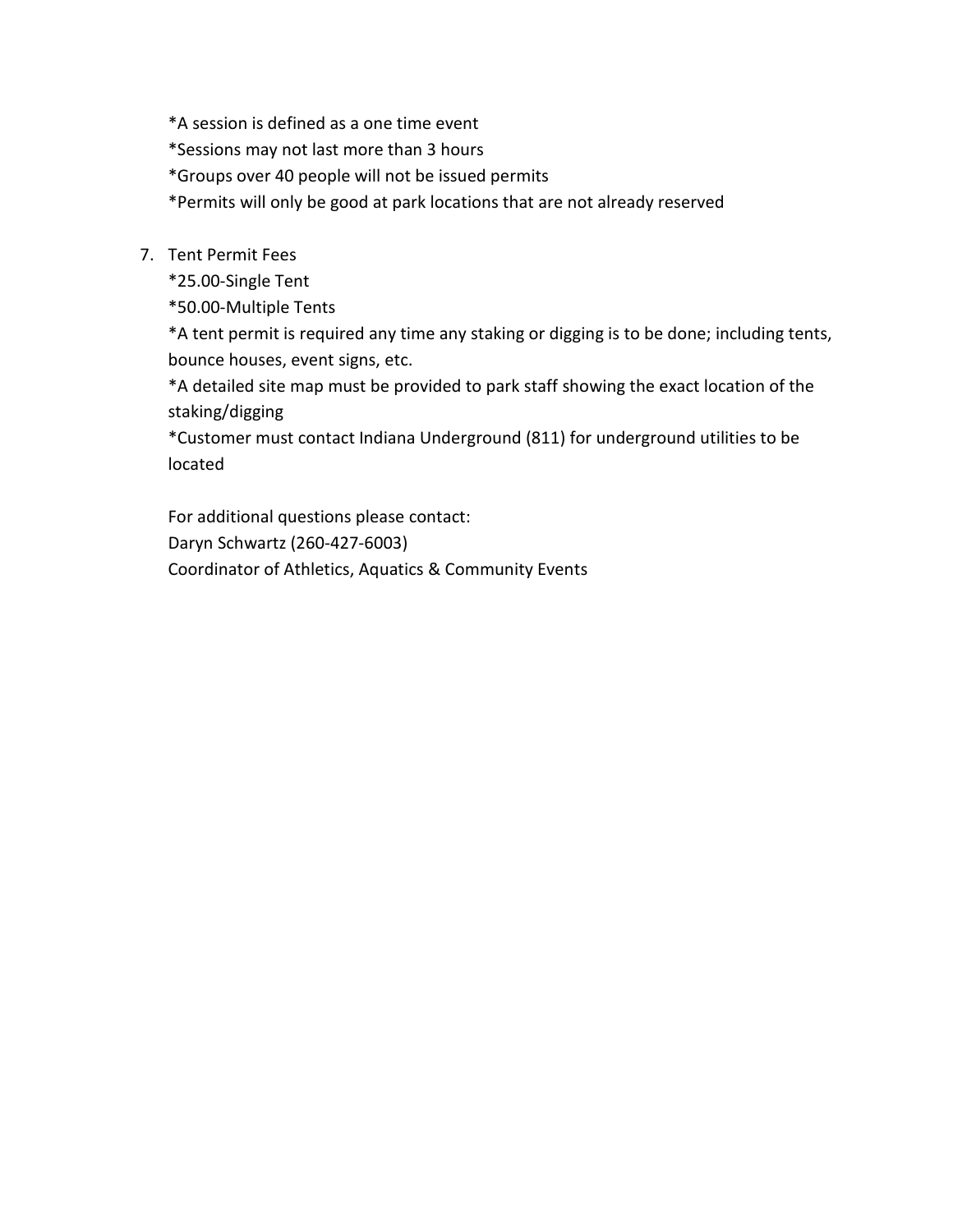*A session is defined as a one time event

*Sessions may not last more than 3 hours

*Groups over 40 people will not be issued permits

*Permits will only be good at park locations that are not already reserved

7. Tent Permit Fees

   *25.00-Single Tent

   *50.00-Multiple Tents

   *A tent permit is required any time any staking or digging is to be done; including tents, bounce houses, event signs, etc.

   *A detailed site map must be provided to park staff showing the exact location of the staking/digging

   *Customer must contact Indiana Underground (811) for underground utilities to be located

   For additional questions please contact:

   Daryn Schwartz (260-427-6003)

   Coordinator of Athletics, Aquatics & Community Events